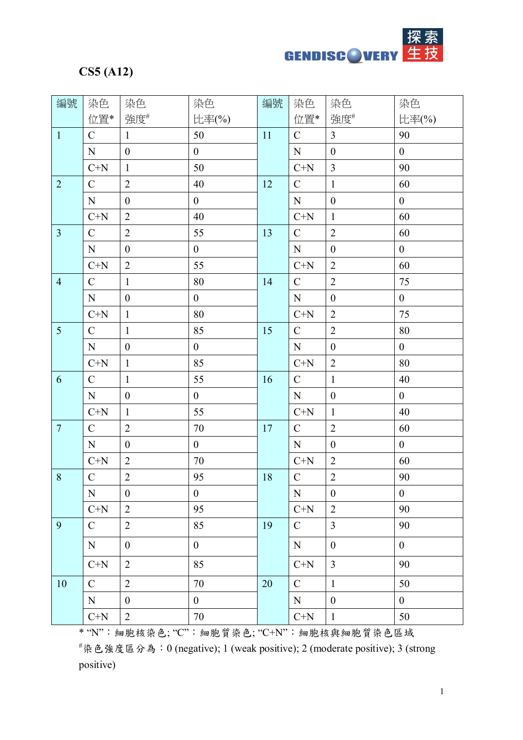**CS5 (A12)**

| 編號 | 染色位置* | 染色強度# | 染色比率(%) | 編號 | 染色位置* | 染色強度# | 染色比率(%) |
|---|---|---|---|---|---|---|---|
| 1 | C | 1 | 50 | 11 | C | 3 | 90 |
| | N | 0 | 0 | | N | 0 | 0 |
| | C+N | 1 | 50 | | C+N | 3 | 90 |
| 2 | C | 2 | 40 | 12 | C | 1 | 60 |
| | N | 0 | 0 | | N | 0 | 0 |
| | C+N | 2 | 40 | | C+N | 1 | 60 |
| 3 | C | 2 | 55 | 13 | C | 2 | 60 |
| | N | 0 | 0 | | N | 0 | 0 |
| | C+N | 2 | 55 | | C+N | 2 | 60 |
| 4 | C | 1 | 80 | 14 | C | 2 | 75 |
| | N | 0 | 0 | | N | 0 | 0 |
| | C+N | 1 | 80 | | C+N | 2 | 75 |
| 5 | C | 1 | 85 | 15 | C | 2 | 80 |
| | N | 0 | 0 | | N | 0 | 0 |
| | C+N | 1 | 85 | | C+N | 2 | 80 |
| 6 | C | 1 | 55 | 16 | C | 1 | 40 |
| | N | 0 | 0 | | N | 0 | 0 |
| | C+N | 1 | 55 | | C+N | 1 | 40 |
| 7 | C | 2 | 70 | 17 | C | 2 | 60 |
| | N | 0 | 0 | | N | 0 | 0 |
| | C+N | 2 | 70 | | C+N | 2 | 60 |
| 8 | C | 2 | 95 | 18 | C | 2 | 90 |
| | N | 0 | 0 | | N | 0 | 0 |
| | C+N | 2 | 95 | | C+N | 2 | 90 |
| 9 | C | 2 | 85 | 19 | C | 3 | 90 |
| | N | 0 | 0 | | N | 0 | 0 |
| | C+N | 2 | 85 | | C+N | 3 | 90 |
| 10 | C | 2 | 70 | 20 | C | 1 | 50 |
| | N | 0 | 0 | | N | 0 | 0 |
| | C+N | 2 | 70 | | C+N | 1 | 50 |

* "N"：細胞核染色; "C"：細胞質染色; "C+N"：細胞核與細胞質染色區域

#染色強度區分為：0 (negative); 1 (weak positive); 2 (moderate positive); 3 (strong positive)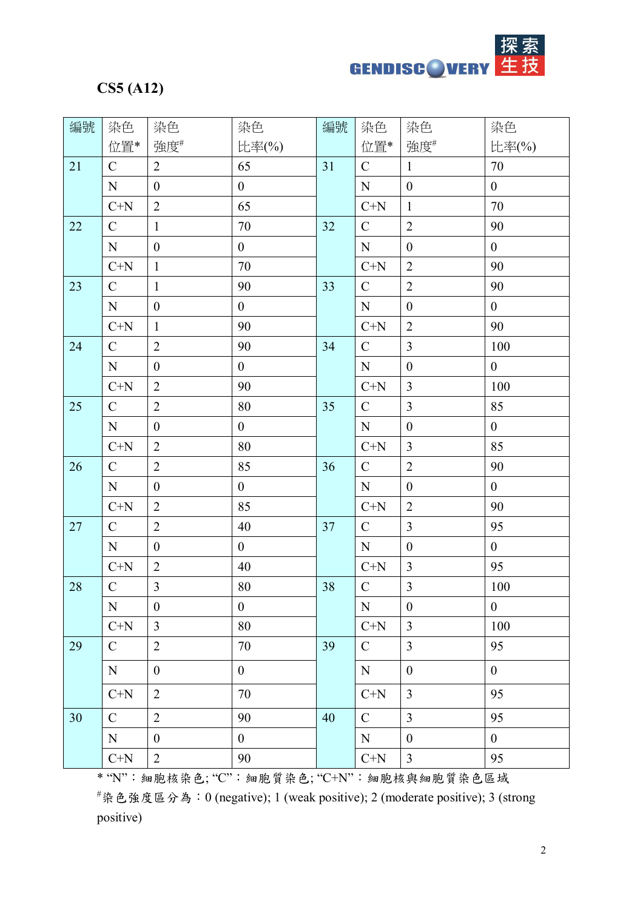**CS5 (A12)**

| 編號 | 染色位置* | 染色強度# | 染色比率(%) | 編號 | 染色位置* | 染色強度# | 染色比率(%) |
|---|---|---|---|---|---|---|---|
| 21 | C | 2 | 65 | 31 | C | 1 | 70 |
| | N | 0 | 0 | | N | 0 | 0 |
| | C+N | 2 | 65 | | C+N | 1 | 70 |
| 22 | C | 1 | 70 | 32 | C | 2 | 90 |
| | N | 0 | 0 | | N | 0 | 0 |
| | C+N | 1 | 70 | | C+N | 2 | 90 |
| 23 | C | 1 | 90 | 33 | C | 2 | 90 |
| | N | 0 | 0 | | N | 0 | 0 |
| | C+N | 1 | 90 | | C+N | 2 | 90 |
| 24 | C | 2 | 90 | 34 | C | 3 | 100 |
| | N | 0 | 0 | | N | 0 | 0 |
| | C+N | 2 | 90 | | C+N | 3 | 100 |
| 25 | C | 2 | 80 | 35 | C | 3 | 85 |
| | N | 0 | 0 | | N | 0 | 0 |
| | C+N | 2 | 80 | | C+N | 3 | 85 |
| 26 | C | 2 | 85 | 36 | C | 2 | 90 |
| | N | 0 | 0 | | N | 0 | 0 |
| | C+N | 2 | 85 | | C+N | 2 | 90 |
| 27 | C | 2 | 40 | 37 | C | 3 | 95 |
| | N | 0 | 0 | | N | 0 | 0 |
| | C+N | 2 | 40 | | C+N | 3 | 95 |
| 28 | C | 3 | 80 | 38 | C | 3 | 100 |
| | N | 0 | 0 | | N | 0 | 0 |
| | C+N | 3 | 80 | | C+N | 3 | 100 |
| 29 | C | 2 | 70 | 39 | C | 3 | 95 |
| | N | 0 | 0 | | N | 0 | 0 |
| | C+N | 2 | 70 | | C+N | 3 | 95 |
| 30 | C | 2 | 90 | 40 | C | 3 | 95 |
| | N | 0 | 0 | | N | 0 | 0 |
| | C+N | 2 | 90 | | C+N | 3 | 95 |

* "N"：細胞核染色; "C"：細胞質染色; "C+N"：細胞核與細胞質染色區域

#染色強度區分為：0 (negative); 1 (weak positive); 2 (moderate positive); 3 (strong positive)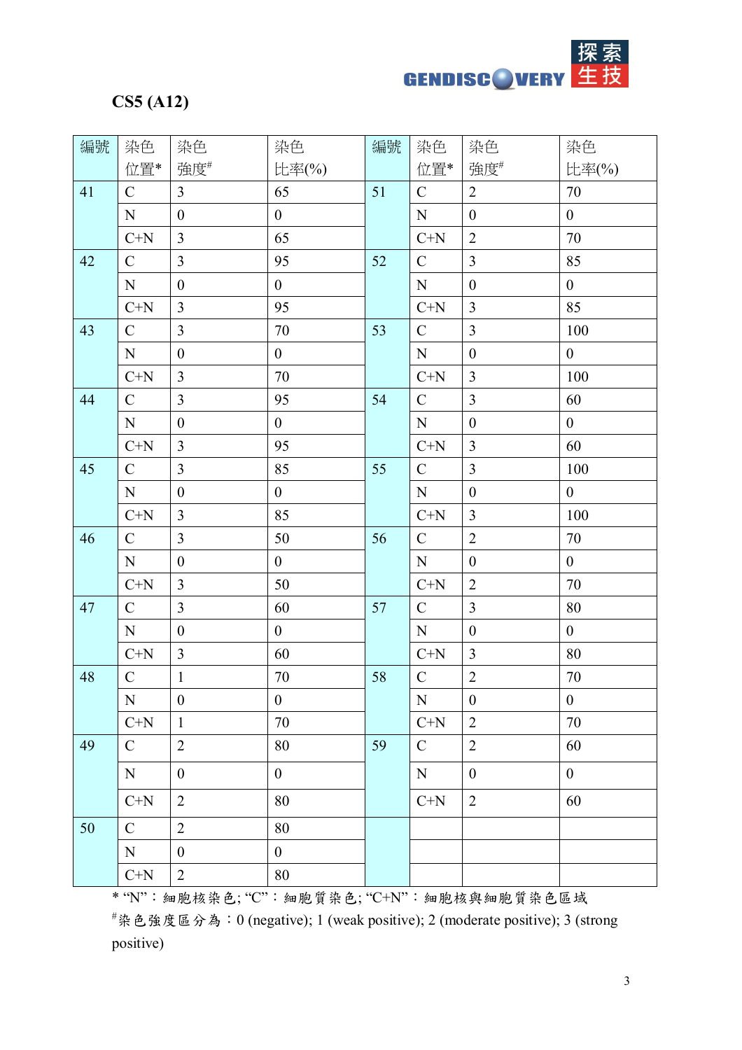**CS5 (A12)**

| 編號 | 染色位置* | 染色強度# | 染色比率(%) | 編號 | 染色位置* | 染色強度# | 染色比率(%) |
|---|---|---|---|---|---|---|---|
| 41 | C | 3 | 65 | 51 | C | 2 | 70 |
| | N | 0 | 0 | | N | 0 | 0 |
| | C+N | 3 | 65 | | C+N | 2 | 70 |
| 42 | C | 3 | 95 | 52 | C | 3 | 85 |
| | N | 0 | 0 | | N | 0 | 0 |
| | C+N | 3 | 95 | | C+N | 3 | 85 |
| 43 | C | 3 | 70 | 53 | C | 3 | 100 |
| | N | 0 | 0 | | N | 0 | 0 |
| | C+N | 3 | 70 | | C+N | 3 | 100 |
| 44 | C | 3 | 95 | 54 | C | 3 | 60 |
| | N | 0 | 0 | | N | 0 | 0 |
| | C+N | 3 | 95 | | C+N | 3 | 60 |
| 45 | C | 3 | 85 | 55 | C | 3 | 100 |
| | N | 0 | 0 | | N | 0 | 0 |
| | C+N | 3 | 85 | | C+N | 3 | 100 |
| 46 | C | 3 | 50 | 56 | C | 2 | 70 |
| | N | 0 | 0 | | N | 0 | 0 |
| | C+N | 3 | 50 | | C+N | 2 | 70 |
| 47 | C | 3 | 60 | 57 | C | 3 | 80 |
| | N | 0 | 0 | | N | 0 | 0 |
| | C+N | 3 | 60 | | C+N | 3 | 80 |
| 48 | C | 1 | 70 | 58 | C | 2 | 70 |
| | N | 0 | 0 | | N | 0 | 0 |
| | C+N | 1 | 70 | | C+N | 2 | 70 |
| 49 | C | 2 | 80 | 59 | C | 2 | 60 |
| | N | 0 | 0 | | N | 0 | 0 |
| | C+N | 2 | 80 | | C+N | 2 | 60 |
| 50 | C | 2 | 80 | | | | |
| | N | 0 | 0 | | | | |
| | C+N | 2 | 80 | | | | |

* "N"：細胞核染色; "C"：細胞質染色; "C+N"：細胞核與細胞質染色區域

#染色強度區分為：0 (negative); 1 (weak positive); 2 (moderate positive); 3 (strong positive)